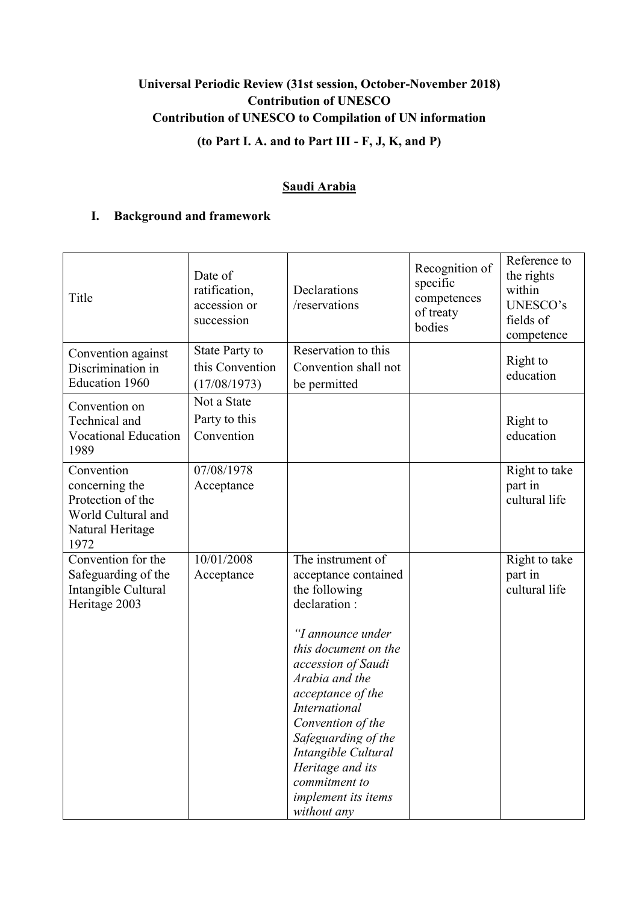**Universal Periodic Review (31st session, October-November 2018)**
**Contribution of UNESCO**
**Contribution of UNESCO to Compilation of UN information**
**(to Part I. A. and to Part III - F, J, K, and P)**

**<u>Saudi Arabia</u>**

## I. Background and framework

| Title | Date of ratification, accession or succession | Declarations /reservations | Recognition of specific competences of treaty bodies | Reference to the rights within UNESCO's fields of competence |
|---|---|---|---|---|
| Convention against Discrimination in Education 1960 | State Party to this Convention (17/08/1973) | Reservation to this Convention shall not be permitted | | Right to education |
| Convention on Technical and Vocational Education 1989 | Not a State Party to this Convention | | | Right to education |
| Convention concerning the Protection of the World Cultural and Natural Heritage 1972 | 07/08/1978 Acceptance | | | Right to take part in cultural life |
| Convention for the Safeguarding of the Intangible Cultural Heritage 2003 | 10/01/2008 Acceptance | The instrument of acceptance contained the following declaration : *"I announce under this document on the accession of Saudi Arabia and the acceptance of the International Convention of the Safeguarding of the Intangible Cultural Heritage and its commitment to implement its items without any* | | Right to take part in cultural life |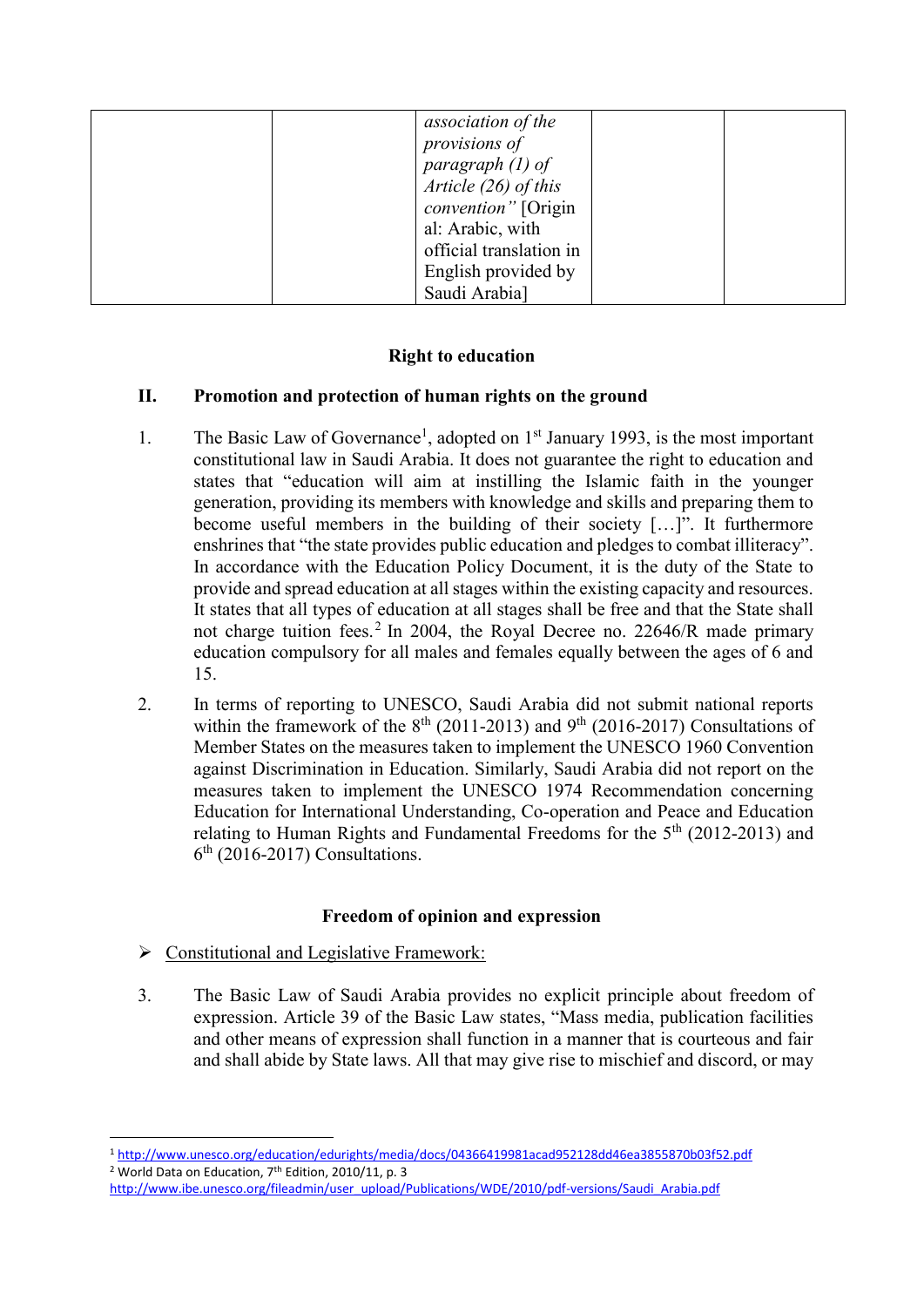|  |  | *association of the provisions of paragraph (1) of Article (26) of this convention"* [Original: Arabic, with official translation in English provided by Saudi Arabia] |  |  |
|---|---|---|---|---|

**Right to education**

## II. Promotion and protection of human rights on the ground

1. The Basic Law of Governance[1], adopted on 1st January 1993, is the most important constitutional law in Saudi Arabia. It does not guarantee the right to education and states that "education will aim at instilling the Islamic faith in the younger generation, providing its members with knowledge and skills and preparing them to become useful members in the building of their society […]". It furthermore enshrines that "the state provides public education and pledges to combat illiteracy". In accordance with the Education Policy Document, it is the duty of the State to provide and spread education at all stages within the existing capacity and resources. It states that all types of education at all stages shall be free and that the State shall not charge tuition fees.[2] In 2004, the Royal Decree no. 22646/R made primary education compulsory for all males and females equally between the ages of 6 and 15.

2. In terms of reporting to UNESCO, Saudi Arabia did not submit national reports within the framework of the 8th (2011-2013) and 9th (2016-2017) Consultations of Member States on the measures taken to implement the UNESCO 1960 Convention against Discrimination in Education. Similarly, Saudi Arabia did not report on the measures taken to implement the UNESCO 1974 Recommendation concerning Education for International Understanding, Co-operation and Peace and Education relating to Human Rights and Fundamental Freedoms for the 5th (2012-2013) and 6th (2016-2017) Consultations.

**Freedom of opinion and expression**

- Constitutional and Legislative Framework:

3. The Basic Law of Saudi Arabia provides no explicit principle about freedom of expression. Article 39 of the Basic Law states, "Mass media, publication facilities and other means of expression shall function in a manner that is courteous and fair and shall abide by State laws. All that may give rise to mischief and discord, or may

---

[1] http://www.unesco.org/education/edurights/media/docs/04366419981acad952128dd46ea3855870b03f52.pdf

[2] World Data on Education, 7th Edition, 2010/11, p. 3 http://www.ibe.unesco.org/fileadmin/user_upload/Publications/WDE/2010/pdf-versions/Saudi_Arabia.pdf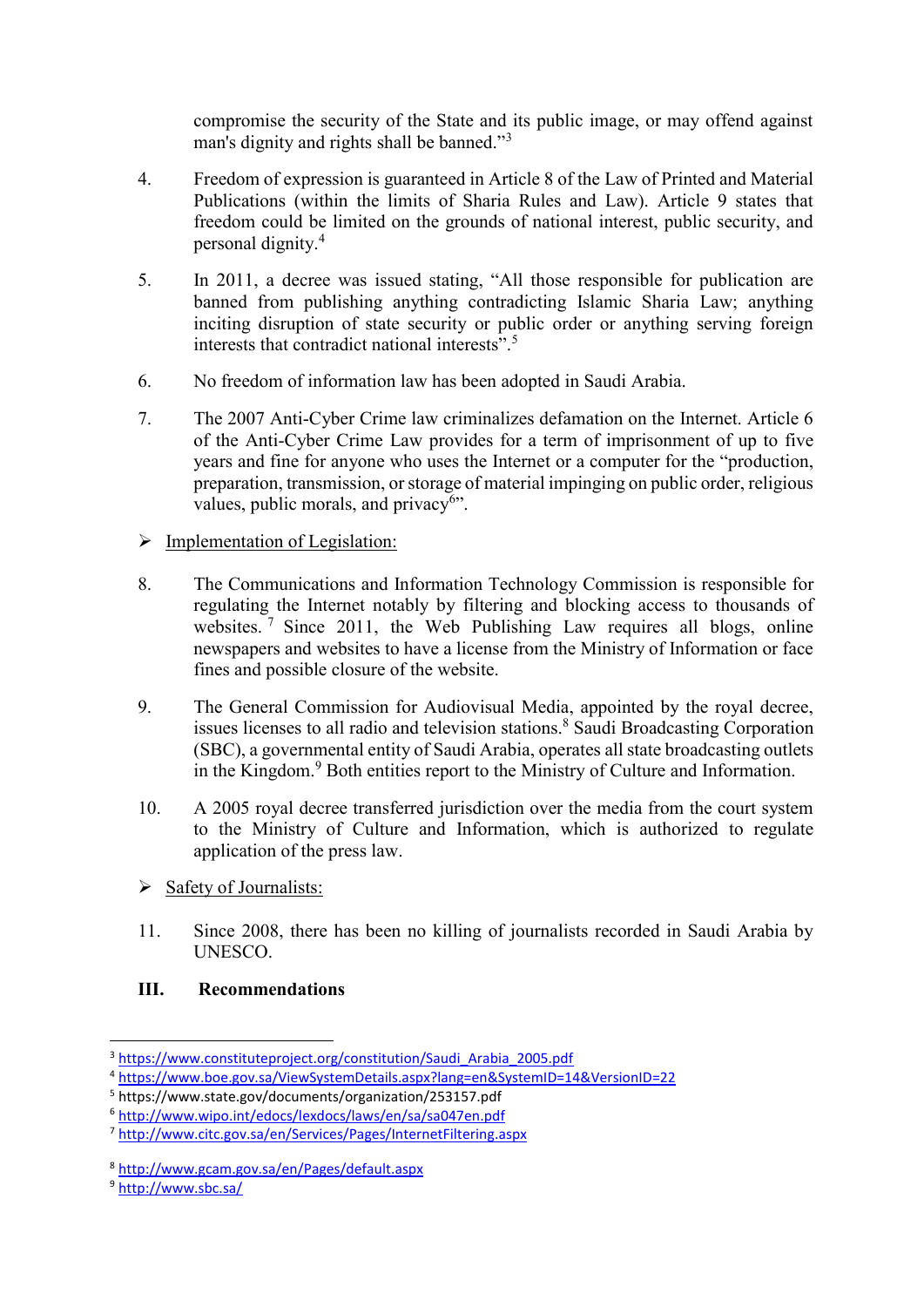compromise the security of the State and its public image, or may offend against man's dignity and rights shall be banned."[3]

4. Freedom of expression is guaranteed in Article 8 of the Law of Printed and Material Publications (within the limits of Sharia Rules and Law). Article 9 states that freedom could be limited on the grounds of national interest, public security, and personal dignity.[4]

5. In 2011, a decree was issued stating, "All those responsible for publication are banned from publishing anything contradicting Islamic Sharia Law; anything inciting disruption of state security or public order or anything serving foreign interests that contradict national interests".[5]

6. No freedom of information law has been adopted in Saudi Arabia.

7. The 2007 Anti-Cyber Crime law criminalizes defamation on the Internet. Article 6 of the Anti-Cyber Crime Law provides for a term of imprisonment of up to five years and fine for anyone who uses the Internet or a computer for the "production, preparation, transmission, or storage of material impinging on public order, religious values, public morals, and privacy[6]".

➢ Implementation of Legislation:

8. The Communications and Information Technology Commission is responsible for regulating the Internet notably by filtering and blocking access to thousands of websites.[7] Since 2011, the Web Publishing Law requires all blogs, online newspapers and websites to have a license from the Ministry of Information or face fines and possible closure of the website.

9. The General Commission for Audiovisual Media, appointed by the royal decree, issues licenses to all radio and television stations.[8] Saudi Broadcasting Corporation (SBC), a governmental entity of Saudi Arabia, operates all state broadcasting outlets in the Kingdom.[9] Both entities report to the Ministry of Culture and Information.

10. A 2005 royal decree transferred jurisdiction over the media from the court system to the Ministry of Culture and Information, which is authorized to regulate application of the press law.

➢ Safety of Journalists:

11. Since 2008, there has been no killing of journalists recorded in Saudi Arabia by UNESCO.

## III. Recommendations

---

[3] https://www.constituteproject.org/constitution/Saudi_Arabia_2005.pdf

[4] https://www.boe.gov.sa/ViewSystemDetails.aspx?lang=en&SystemID=14&VersionID=22

[5] https://www.state.gov/documents/organization/253157.pdf

[6] http://www.wipo.int/edocs/lexdocs/laws/en/sa/sa047en.pdf

[7] http://www.citc.gov.sa/en/Services/Pages/InternetFiltering.aspx

[8] http://www.gcam.gov.sa/en/Pages/default.aspx

[9] http://www.sbc.sa/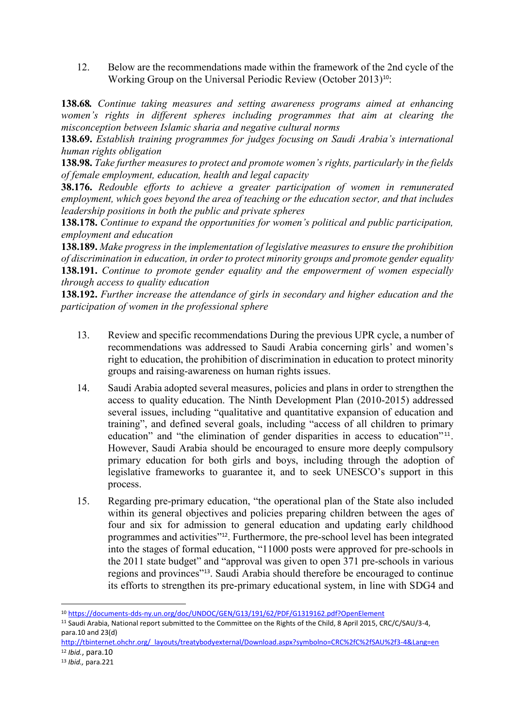12. Below are the recommendations made within the framework of the 2nd cycle of the Working Group on the Universal Periodic Review (October 2013)[10]:

**138.68.** *Continue taking measures and setting awareness programs aimed at enhancing women's rights in different spheres including programmes that aim at clearing the misconception between Islamic sharia and negative cultural norms*

**138.69.** *Establish training programmes for judges focusing on Saudi Arabia's international human rights obligation*

**138.98.** *Take further measures to protect and promote women's rights, particularly in the fields of female employment, education, health and legal capacity*

**38.176.** *Redouble efforts to achieve a greater participation of women in remunerated employment, which goes beyond the area of teaching or the education sector, and that includes leadership positions in both the public and private spheres*

**138.178.** *Continue to expand the opportunities for women's political and public participation, employment and education*

**138.189.** *Make progress in the implementation of legislative measures to ensure the prohibition of discrimination in education, in order to protect minority groups and promote gender equality*

**138.191.** *Continue to promote gender equality and the empowerment of women especially through access to quality education*

**138.192.** *Further increase the attendance of girls in secondary and higher education and the participation of women in the professional sphere*

13. Review and specific recommendations During the previous UPR cycle, a number of recommendations was addressed to Saudi Arabia concerning girls' and women's right to education, the prohibition of discrimination in education to protect minority groups and raising-awareness on human rights issues.

14. Saudi Arabia adopted several measures, policies and plans in order to strengthen the access to quality education. The Ninth Development Plan (2010-2015) addressed several issues, including "qualitative and quantitative expansion of education and training", and defined several goals, including "access of all children to primary education" and "the elimination of gender disparities in access to education"[11]. However, Saudi Arabia should be encouraged to ensure more deeply compulsory primary education for both girls and boys, including through the adoption of legislative frameworks to guarantee it, and to seek UNESCO's support in this process.

15. Regarding pre-primary education, "the operational plan of the State also included within its general objectives and policies preparing children between the ages of four and six for admission to general education and updating early childhood programmes and activities"[12]. Furthermore, the pre-school level has been integrated into the stages of formal education, "11000 posts were approved for pre-schools in the 2011 state budget" and "approval was given to open 371 pre-schools in various regions and provinces"[13]. Saudi Arabia should therefore be encouraged to continue its efforts to strengthen its pre-primary educational system, in line with SDG4 and

---

[10] https://documents-dds-ny.un.org/doc/UNDOC/GEN/G13/191/62/PDF/G1319162.pdf?OpenElement

[11] Saudi Arabia, National report submitted to the Committee on the Rights of the Child, 8 April 2015, CRC/C/SAU/3-4, para.10 and 23(d) http://tbinternet.ohchr.org/_layouts/treatybodyexternal/Download.aspx?symbolno=CRC%2fC%2fSAU%2f3-4&Lang=en

[12] *Ibid.*, para.10

[13] *Ibid.,* para.221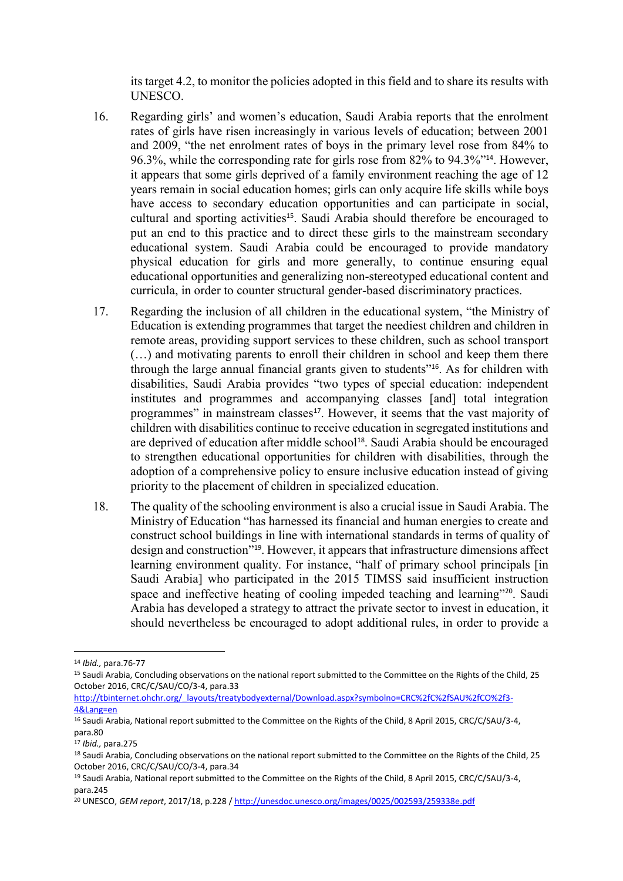its target 4.2, to monitor the policies adopted in this field and to share its results with UNESCO.

16. Regarding girls' and women's education, Saudi Arabia reports that the enrolment rates of girls have risen increasingly in various levels of education; between 2001 and 2009, "the net enrolment rates of boys in the primary level rose from 84% to 96.3%, while the corresponding rate for girls rose from 82% to 94.3%"[14]. However, it appears that some girls deprived of a family environment reaching the age of 12 years remain in social education homes; girls can only acquire life skills while boys have access to secondary education opportunities and can participate in social, cultural and sporting activities[15]. Saudi Arabia should therefore be encouraged to put an end to this practice and to direct these girls to the mainstream secondary educational system. Saudi Arabia could be encouraged to provide mandatory physical education for girls and more generally, to continue ensuring equal educational opportunities and generalizing non-stereotyped educational content and curricula, in order to counter structural gender-based discriminatory practices.

17. Regarding the inclusion of all children in the educational system, "the Ministry of Education is extending programmes that target the neediest children and children in remote areas, providing support services to these children, such as school transport (…) and motivating parents to enroll their children in school and keep them there through the large annual financial grants given to students"[16]. As for children with disabilities, Saudi Arabia provides "two types of special education: independent institutes and programmes and accompanying classes [and] total integration programmes" in mainstream classes[17]. However, it seems that the vast majority of children with disabilities continue to receive education in segregated institutions and are deprived of education after middle school[18]. Saudi Arabia should be encouraged to strengthen educational opportunities for children with disabilities, through the adoption of a comprehensive policy to ensure inclusive education instead of giving priority to the placement of children in specialized education.

18. The quality of the schooling environment is also a crucial issue in Saudi Arabia. The Ministry of Education "has harnessed its financial and human energies to create and construct school buildings in line with international standards in terms of quality of design and construction"[19]. However, it appears that infrastructure dimensions affect learning environment quality. For instance, "half of primary school principals [in Saudi Arabia] who participated in the 2015 TIMSS said insufficient instruction space and ineffective heating of cooling impeded teaching and learning"[20]. Saudi Arabia has developed a strategy to attract the private sector to invest in education, it should nevertheless be encouraged to adopt additional rules, in order to provide a

---

[14] *Ibid.,* para.76-77

[15] Saudi Arabia, Concluding observations on the national report submitted to the Committee on the Rights of the Child, 25 October 2016, CRC/C/SAU/CO/3-4, para.33 http://tbinternet.ohchr.org/_layouts/treatybodyexternal/Download.aspx?symbolno=CRC%2fC%2fSAU%2fCO%2f3-4&Lang=en

[16] Saudi Arabia, National report submitted to the Committee on the Rights of the Child, 8 April 2015, CRC/C/SAU/3-4, para.80

[17] *Ibid.,* para.275

[18] Saudi Arabia, Concluding observations on the national report submitted to the Committee on the Rights of the Child, 25 October 2016, CRC/C/SAU/CO/3-4, para.34

[19] Saudi Arabia, National report submitted to the Committee on the Rights of the Child, 8 April 2015, CRC/C/SAU/3-4, para.245

[20] UNESCO, *GEM report*, 2017/18, p.228 / http://unesdoc.unesco.org/images/0025/002593/259338e.pdf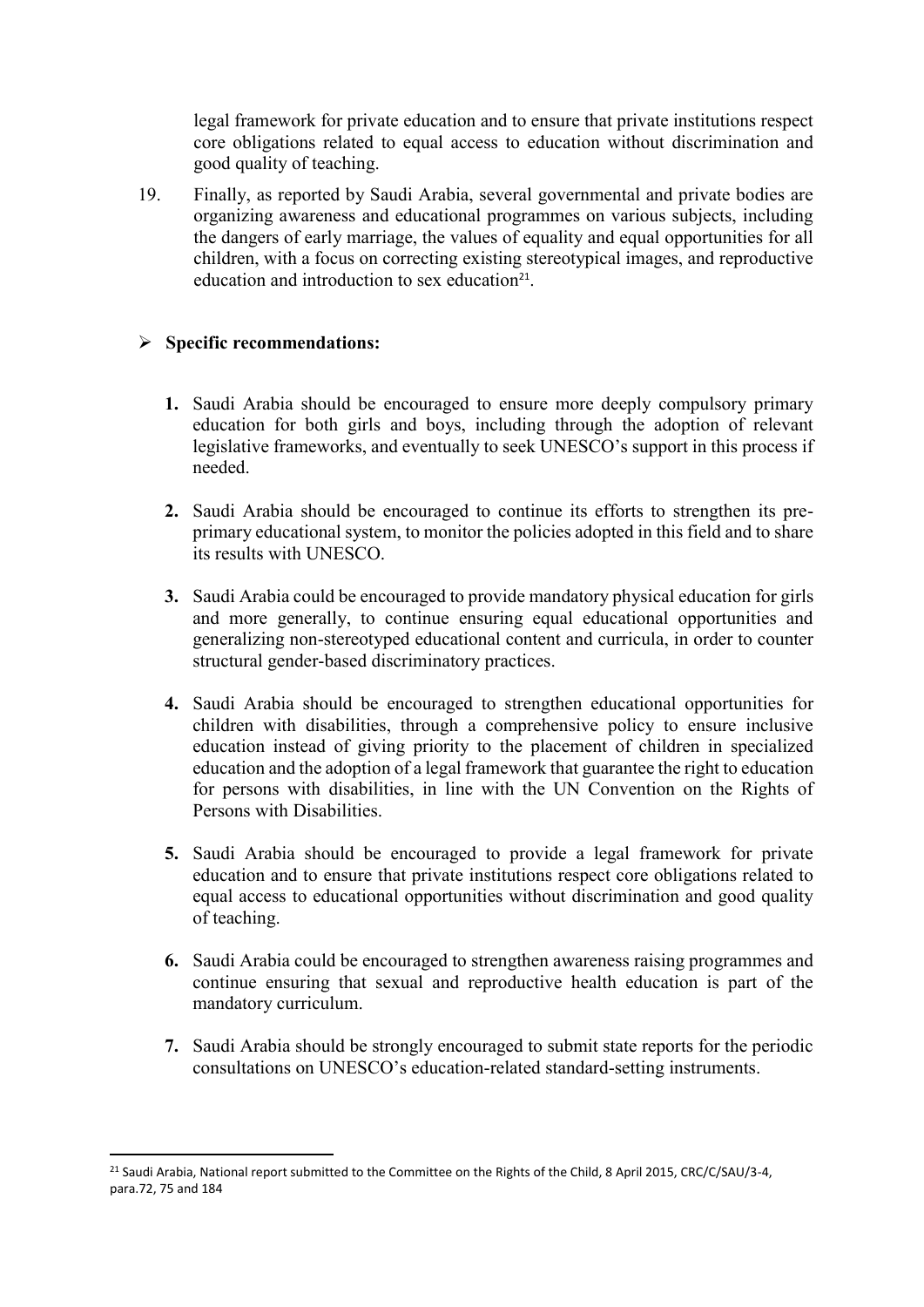legal framework for private education and to ensure that private institutions respect core obligations related to equal access to education without discrimination and good quality of teaching.

19. Finally, as reported by Saudi Arabia, several governmental and private bodies are organizing awareness and educational programmes on various subjects, including the dangers of early marriage, the values of equality and equal opportunities for all children, with a focus on correcting existing stereotypical images, and reproductive education and introduction to sex education[21].

- **Specific recommendations:**

  1. Saudi Arabia should be encouraged to ensure more deeply compulsory primary education for both girls and boys, including through the adoption of relevant legislative frameworks, and eventually to seek UNESCO's support in this process if needed.

  2. Saudi Arabia should be encouraged to continue its efforts to strengthen its pre-primary educational system, to monitor the policies adopted in this field and to share its results with UNESCO.

  3. Saudi Arabia could be encouraged to provide mandatory physical education for girls and more generally, to continue ensuring equal educational opportunities and generalizing non-stereotyped educational content and curricula, in order to counter structural gender-based discriminatory practices.

  4. Saudi Arabia should be encouraged to strengthen educational opportunities for children with disabilities, through a comprehensive policy to ensure inclusive education instead of giving priority to the placement of children in specialized education and the adoption of a legal framework that guarantee the right to education for persons with disabilities, in line with the UN Convention on the Rights of Persons with Disabilities.

  5. Saudi Arabia should be encouraged to provide a legal framework for private education and to ensure that private institutions respect core obligations related to equal access to educational opportunities without discrimination and good quality of teaching.

  6. Saudi Arabia could be encouraged to strengthen awareness raising programmes and continue ensuring that sexual and reproductive health education is part of the mandatory curriculum.

  7. Saudi Arabia should be strongly encouraged to submit state reports for the periodic consultations on UNESCO's education-related standard-setting instruments.

---

[21] Saudi Arabia, National report submitted to the Committee on the Rights of the Child, 8 April 2015, CRC/C/SAU/3-4, para.72, 75 and 184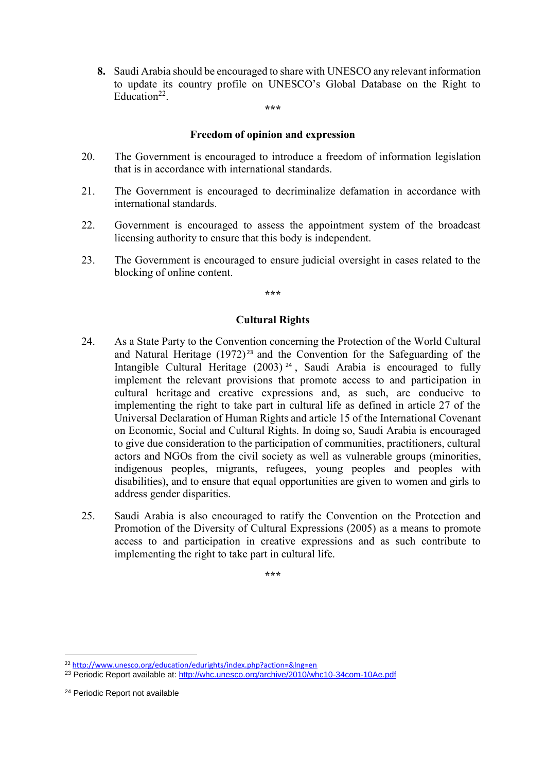**8.** Saudi Arabia should be encouraged to share with UNESCO any relevant information to update its country profile on UNESCO's Global Database on the Right to Education[22].

\*\*\*

### Freedom of opinion and expression

20. The Government is encouraged to introduce a freedom of information legislation that is in accordance with international standards.

21. The Government is encouraged to decriminalize defamation in accordance with international standards.

22. Government is encouraged to assess the appointment system of the broadcast licensing authority to ensure that this body is independent.

23. The Government is encouraged to ensure judicial oversight in cases related to the blocking of online content.

\*\*\*

### Cultural Rights

24. As a State Party to the Convention concerning the Protection of the World Cultural and Natural Heritage (1972)[23] and the Convention for the Safeguarding of the Intangible Cultural Heritage (2003)[24], Saudi Arabia is encouraged to fully implement the relevant provisions that promote access to and participation in cultural heritage and creative expressions and, as such, are conducive to implementing the right to take part in cultural life as defined in article 27 of the Universal Declaration of Human Rights and article 15 of the International Covenant on Economic, Social and Cultural Rights. In doing so, Saudi Arabia is encouraged to give due consideration to the participation of communities, practitioners, cultural actors and NGOs from the civil society as well as vulnerable groups (minorities, indigenous peoples, migrants, refugees, young peoples and peoples with disabilities), and to ensure that equal opportunities are given to women and girls to address gender disparities.

25. Saudi Arabia is also encouraged to ratify the Convention on the Protection and Promotion of the Diversity of Cultural Expressions (2005) as a means to promote access to and participation in creative expressions and as such contribute to implementing the right to take part in cultural life.

\*\*\*

[22] http://www.unesco.org/education/edurights/index.php?action=&lng=en

[23] Periodic Report available at: http://whc.unesco.org/archive/2010/whc10-34com-10Ae.pdf

[24] Periodic Report not available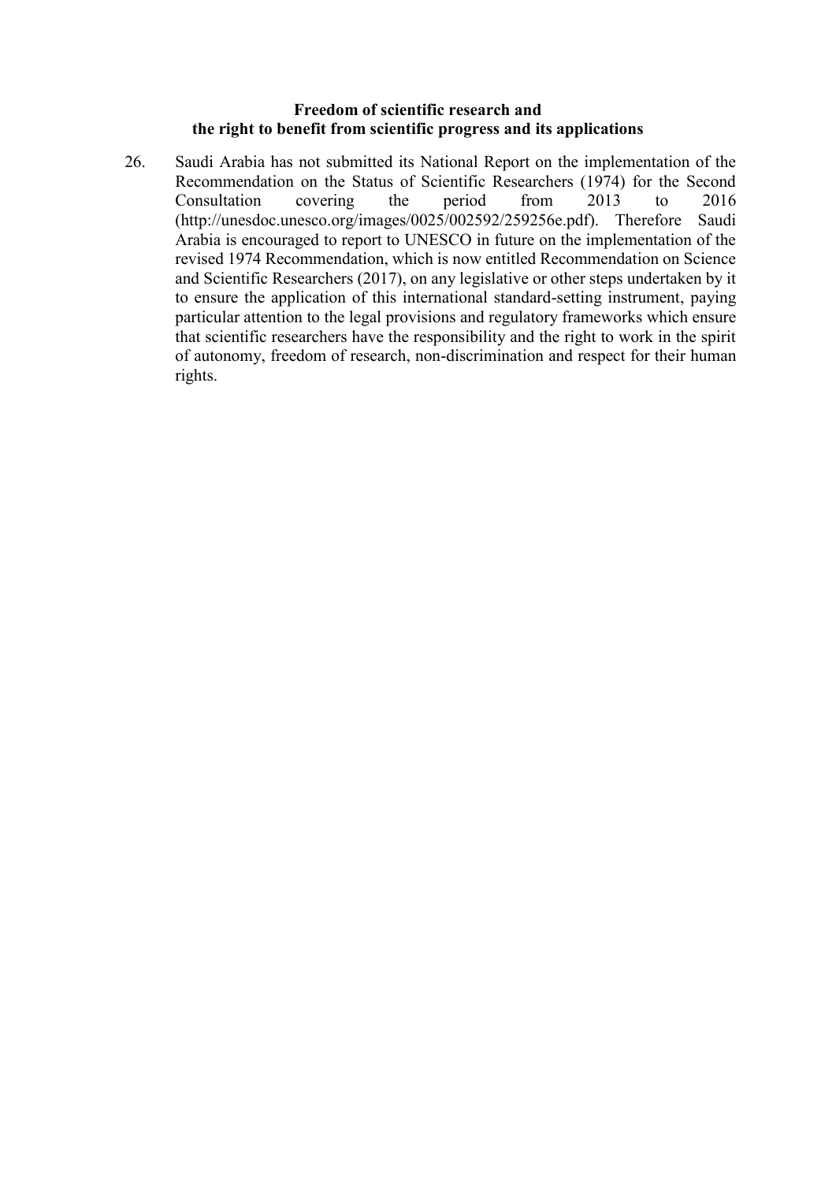**Freedom of scientific research and the right to benefit from scientific progress and its applications**

26. Saudi Arabia has not submitted its National Report on the implementation of the Recommendation on the Status of Scientific Researchers (1974) for the Second Consultation covering the period from 2013 to 2016 (http://unesdoc.unesco.org/images/0025/002592/259256e.pdf). Therefore Saudi Arabia is encouraged to report to UNESCO in future on the implementation of the revised 1974 Recommendation, which is now entitled Recommendation on Science and Scientific Researchers (2017), on any legislative or other steps undertaken by it to ensure the application of this international standard-setting instrument, paying particular attention to the legal provisions and regulatory frameworks which ensure that scientific researchers have the responsibility and the right to work in the spirit of autonomy, freedom of research, non-discrimination and respect for their human rights.